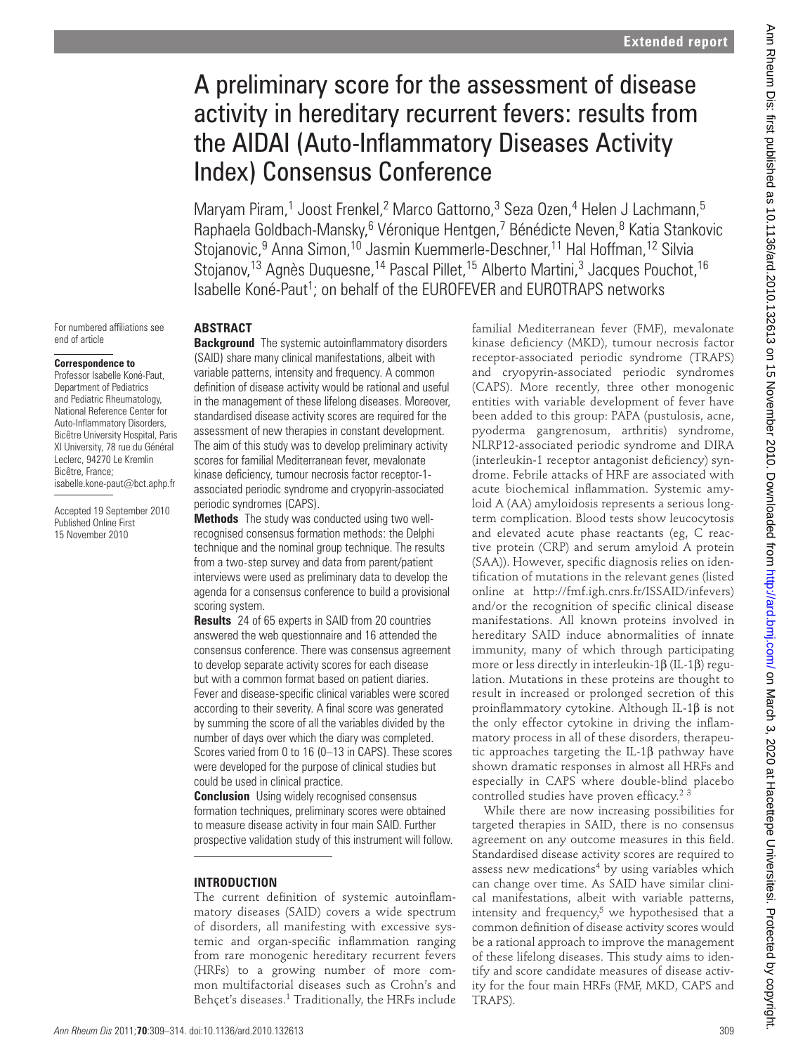Extended report

# A preliminary score for the assessment of disease activity in hereditary recurrent fevers: results from the AIDAI (Auto-Inflammatory Diseases Activity Index) Consensus Conference

Maryam Piram,[1] Joost Frenkel,[2] Marco Gattorno,[3] Seza Ozen,[4] Helen J Lachmann,[5] Raphaela Goldbach-Mansky,[6] Véronique Hentgen,[7] Bénédicte Neven,[8] Katia Stankovic Stojanovic,[9] Anna Simon,[10] Jasmin Kuemmerle-Deschner,[11] Hal Hoffman,[12] Silvia Stojanov,[13] Agnès Duquesne,[14] Pascal Pillet,[15] Alberto Martini,[3] Jacques Pouchot,[16] Isabelle Koné-Paut[1]; on behalf of the EUROFEVER and EUROTRAPS networks

For numbered affiliations see end of article

**Correspondence to**
Professor Isabelle Koné-Paut, Department of Pediatrics and Pediatric Rheumatology, National Reference Center for Auto-Inflammatory Disorders, Bicêtre University Hospital, Paris XI University, 78 rue du Général Leclerc, 94270 Le Kremlin Bicêtre, France; isabelle.kone-paut@bct.aphp.fr

Accepted 19 September 2010
Published Online First 15 November 2010

## ABSTRACT

**Background** The systemic autoinflammatory disorders (SAID) share many clinical manifestations, albeit with variable patterns, intensity and frequency. A common definition of disease activity would be rational and useful in the management of these lifelong diseases. Moreover, standardised disease activity scores are required for the assessment of new therapies in constant development. The aim of this study was to develop preliminary activity scores for familial Mediterranean fever, mevalonate kinase deficiency, tumour necrosis factor receptor-1-associated periodic syndrome and cryopyrin-associated periodic syndromes (CAPS).

**Methods** The study was conducted using two well-recognised consensus formation methods: the Delphi technique and the nominal group technique. The results from a two-step survey and data from parent/patient interviews were used as preliminary data to develop the agenda for a consensus conference to build a provisional scoring system.

**Results** 24 of 65 experts in SAID from 20 countries answered the web questionnaire and 16 attended the consensus conference. There was consensus agreement to develop separate activity scores for each disease but with a common format based on patient diaries. Fever and disease-specific clinical variables were scored according to their severity. A final score was generated by summing the score of all the variables divided by the number of days over which the diary was completed. Scores varied from 0 to 16 (0–13 in CAPS). These scores were developed for the purpose of clinical studies but could be used in clinical practice.

**Conclusion** Using widely recognised consensus formation techniques, preliminary scores were obtained to measure disease activity in four main SAID. Further prospective validation study of this instrument will follow.

## INTRODUCTION

The current definition of systemic autoinflammatory diseases (SAID) covers a wide spectrum of disorders, all manifesting with excessive systemic and organ-specific inflammation ranging from rare monogenic hereditary recurrent fevers (HRFs) to a growing number of more common multifactorial diseases such as Crohn's and Behçet's diseases.[1] Traditionally, the HRFs include familial Mediterranean fever (FMF), mevalonate kinase deficiency (MKD), tumour necrosis factor receptor-associated periodic syndrome (TRAPS) and cryopyrin-associated periodic syndromes (CAPS). More recently, three other monogenic entities with variable development of fever have been added to this group: PAPA (pustulosis, acne, pyoderma gangrenosum, arthritis) syndrome, NLRP12-associated periodic syndrome and DIRA (interleukin-1 receptor antagonist deficiency) syndrome. Febrile attacks of HRF are associated with acute biochemical inflammation. Systemic amyloid A (AA) amyloidosis represents a serious long-term complication. Blood tests show leucocytosis and elevated acute phase reactants (eg, C reactive protein (CRP) and serum amyloid A protein (SAA)). However, specific diagnosis relies on identification of mutations in the relevant genes (listed online at http://fmf.igh.cnrs.fr/ISSAID/infevers) and/or the recognition of specific clinical disease manifestations. All known proteins involved in hereditary SAID induce abnormalities of innate immunity, many of which through participating more or less directly in interleukin-1β (IL-1β) regulation. Mutations in these proteins are thought to result in increased or prolonged secretion of this proinflammatory cytokine. Although IL-1β is not the only effector cytokine in driving the inflammatory process in all of these disorders, therapeutic approaches targeting the IL-1β pathway have shown dramatic responses in almost all HRFs and especially in CAPS where double-blind placebo controlled studies have proven efficacy.[2 3]

While there are now increasing possibilities for targeted therapies in SAID, there is no consensus agreement on any outcome measures in this field. Standardised disease activity scores are required to assess new medications[4] by using variables which can change over time. As SAID have similar clinical manifestations, albeit with variable patterns, intensity and frequency,[5] we hypothesised that a common definition of disease activity scores would be a rational approach to improve the management of these lifelong diseases. This study aims to identify and score candidate measures of disease activity for the four main HRFs (FMF, MKD, CAPS and TRAPS).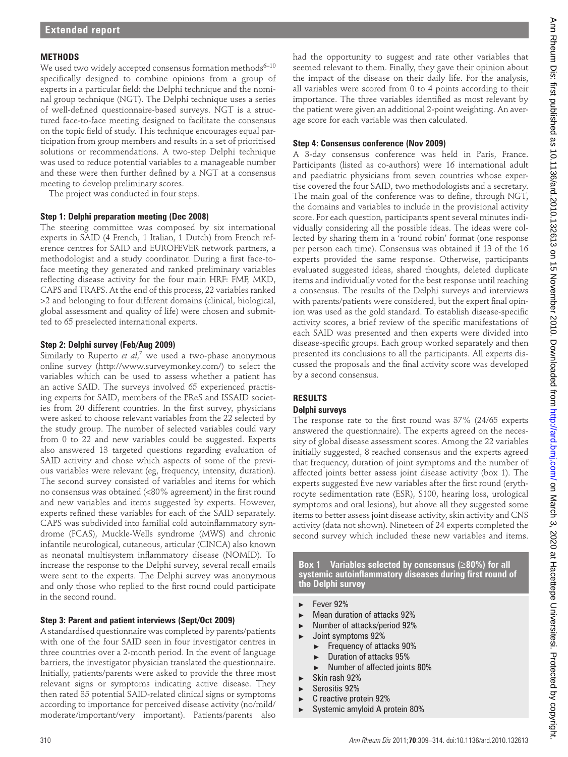## METHODS

We used two widely accepted consensus formation methods[6–10] specifically designed to combine opinions from a group of experts in a particular field: the Delphi technique and the nominal group technique (NGT). The Delphi technique uses a series of well-defined questionnaire-based surveys. NGT is a structured face-to-face meeting designed to facilitate the consensus on the topic field of study. This technique encourages equal participation from group members and results in a set of prioritised solutions or recommendations. A two-step Delphi technique was used to reduce potential variables to a manageable number and these were then further defined by a NGT at a consensus meeting to develop preliminary scores.

The project was conducted in four steps.

### Step 1: Delphi preparation meeting (Dec 2008)

The steering committee was composed by six international experts in SAID (4 French, 1 Italian, 1 Dutch) from French reference centres for SAID and EUROFEVER network partners, a methodologist and a study coordinator. During a first face-to-face meeting they generated and ranked preliminary variables reflecting disease activity for the four main HRF: FMF, MKD, CAPS and TRAPS. At the end of this process, 22 variables ranked >2 and belonging to four different domains (clinical, biological, global assessment and quality of life) were chosen and submitted to 65 preselected international experts.

### Step 2: Delphi survey (Feb/Aug 2009)

Similarly to Ruperto *et al*,[7] we used a two-phase anonymous online survey (http://www.surveymonkey.com/) to select the variables which can be used to assess whether a patient has an active SAID. The surveys involved 65 experienced practising experts for SAID, members of the PReS and ISSAID societies from 20 different countries. In the first survey, physicians were asked to choose relevant variables from the 22 selected by the study group. The number of selected variables could vary from 0 to 22 and new variables could be suggested. Experts also answered 13 targeted questions regarding evaluation of SAID activity and chose which aspects of some of the previous variables were relevant (eg, frequency, intensity, duration). The second survey consisted of variables and items for which no consensus was obtained (<80% agreement) in the first round and new variables and items suggested by experts. However, experts refined these variables for each of the SAID separately. CAPS was subdivided into familial cold autoinflammatory syndrome (FCAS), Muckle-Wells syndrome (MWS) and chronic infantile neurological, cutaneous, articular (CINCA) also known as neonatal multisystem inflammatory disease (NOMID). To increase the response to the Delphi survey, several recall emails were sent to the experts. The Delphi survey was anonymous and only those who replied to the first round could participate in the second round.

### Step 3: Parent and patient interviews (Sept/Oct 2009)

A standardised questionnaire was completed by parents/patients with one of the four SAID seen in four investigator centres in three countries over a 2-month period. In the event of language barriers, the investigator physician translated the questionnaire. Initially, patients/parents were asked to provide the three most relevant signs or symptoms indicating active disease. They then rated 35 potential SAID-related clinical signs or symptoms according to importance for perceived disease activity (no/mild/moderate/important/very important). Patients/parents also had the opportunity to suggest and rate other variables that seemed relevant to them. Finally, they gave their opinion about the impact of the disease on their daily life. For the analysis, all variables were scored from 0 to 4 points according to their importance. The three variables identified as most relevant by the patient were given an additional 2-point weighting. An average score for each variable was then calculated.

### Step 4: Consensus conference (Nov 2009)

A 3-day consensus conference was held in Paris, France. Participants (listed as co-authors) were 16 international adult and paediatric physicians from seven countries whose expertise covered the four SAID, two methodologists and a secretary. The main goal of the conference was to define, through NGT, the domains and variables to include in the provisional activity score. For each question, participants spent several minutes individually considering all the possible ideas. The ideas were collected by sharing them in a 'round robin' format (one response per person each time). Consensus was obtained if 13 of the 16 experts provided the same response. Otherwise, participants evaluated suggested ideas, shared thoughts, deleted duplicate items and individually voted for the best response until reaching a consensus. The results of the Delphi surveys and interviews with parents/patients were considered, but the expert final opinion was used as the gold standard. To establish disease-specific activity scores, a brief review of the specific manifestations of each SAID was presented and then experts were divided into disease-specific groups. Each group worked separately and then presented its conclusions to all the participants. All experts discussed the proposals and the final activity score was developed by a second consensus.

## RESULTS

### Delphi surveys

The response rate to the first round was 37% (24/65 experts answered the questionnaire). The experts agreed on the necessity of global disease assessment scores. Among the 22 variables initially suggested, 8 reached consensus and the experts agreed that frequency, duration of joint symptoms and the number of affected joints better assess joint disease activity (box 1). The experts suggested five new variables after the first round (erythrocyte sedimentation rate (ESR), S100, hearing loss, urological symptoms and oral lesions), but above all they suggested some items to better assess joint disease activity, skin activity and CNS activity (data not shown). Nineteen of 24 experts completed the second survey which included these new variables and items.

**Box 1 Variables selected by consensus (≥80%) for all systemic autoinflammatory diseases during first round of the Delphi survey**

- Fever 92%
- Mean duration of attacks 92%
- Number of attacks/period 92%
- Joint symptoms 92%
  - Frequency of attacks 90%
  - Duration of attacks 95%
  - Number of affected joints 80%
- Skin rash 92%
- Serositis 92%
- C reactive protein 92%
- Systemic amyloid A protein 80%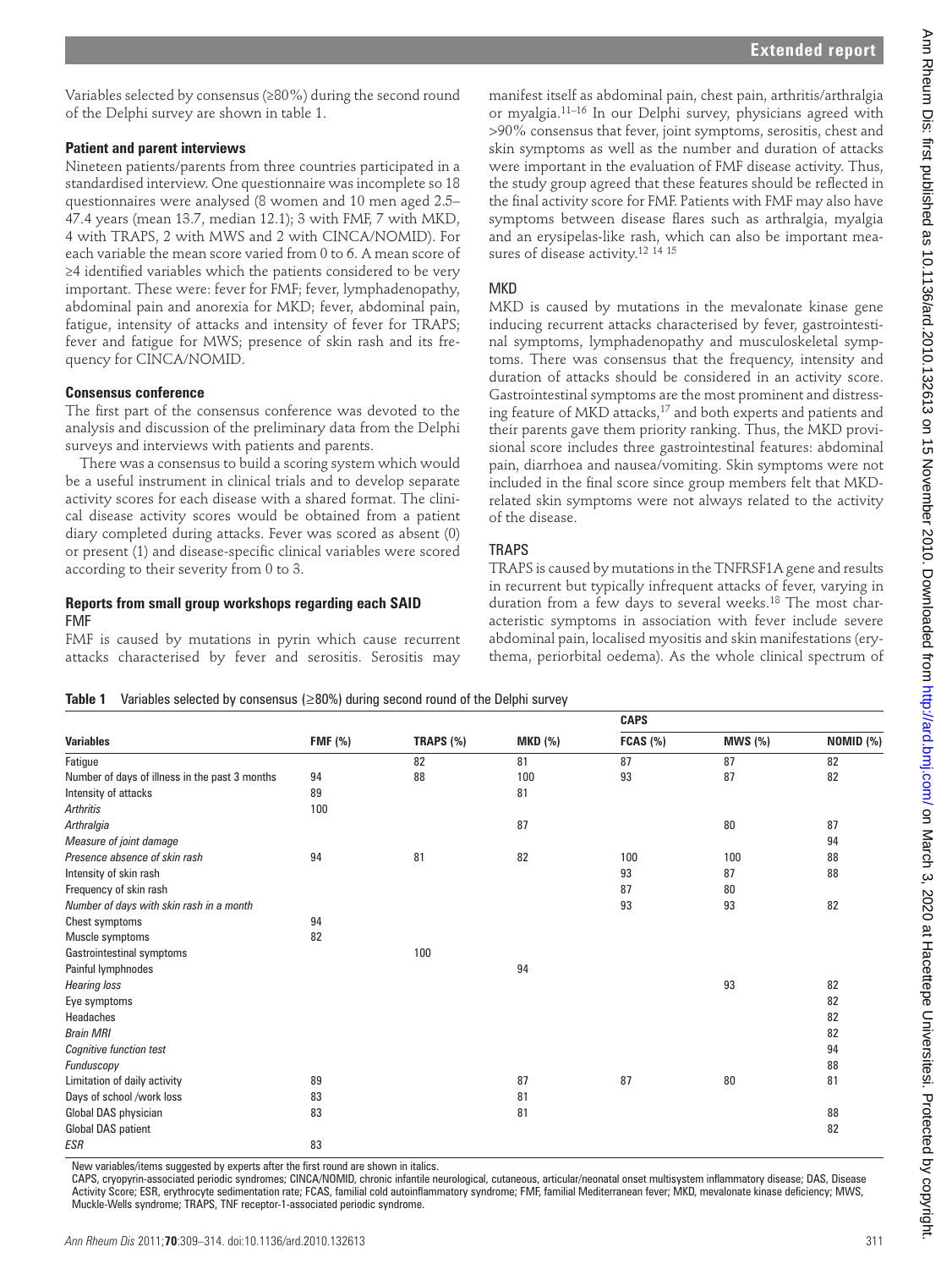Variables selected by consensus (≥80%) during the second round of the Delphi survey are shown in table 1.

### Patient and parent interviews

Nineteen patients/parents from three countries participated in a standardised interview. One questionnaire was incomplete so 18 questionnaires were analysed (8 women and 10 men aged 2.5–47.4 years (mean 13.7, median 12.1); 3 with FMF, 7 with MKD, 4 with TRAPS, 2 with MWS and 2 with CINCA/NOMID). For each variable the mean score varied from 0 to 6. A mean score of ≥4 identified variables which the patients considered to be very important. These were: fever for FMF; fever, lymphadenopathy, abdominal pain and anorexia for MKD; fever, abdominal pain, fatigue, intensity of attacks and intensity of fever for TRAPS; fever and fatigue for MWS; presence of skin rash and its frequency for CINCA/NOMID.

### Consensus conference

The first part of the consensus conference was devoted to the analysis and discussion of the preliminary data from the Delphi surveys and interviews with patients and parents.

There was a consensus to build a scoring system which would be a useful instrument in clinical trials and to develop separate activity scores for each disease with a shared format. The clinical disease activity scores would be obtained from a patient diary completed during attacks. Fever was scored as absent (0) or present (1) and disease-specific clinical variables were scored according to their severity from 0 to 3.

### Reports from small group workshops regarding each SAID

#### FMF

FMF is caused by mutations in pyrin which cause recurrent attacks characterised by fever and serositis. Serositis may manifest itself as abdominal pain, chest pain, arthritis/arthralgia or myalgia.[11–16] In our Delphi survey, physicians agreed with >90% consensus that fever, joint symptoms, serositis, chest and skin symptoms as well as the number and duration of attacks were important in the evaluation of FMF disease activity. Thus, the study group agreed that these features should be reflected in the final activity score for FMF. Patients with FMF may also have symptoms between disease flares such as arthralgia, myalgia and an erysipelas-like rash, which can also be important measures of disease activity.[12 14 15]

#### MKD

MKD is caused by mutations in the mevalonate kinase gene inducing recurrent attacks characterised by fever, gastrointestinal symptoms, lymphadenopathy and musculoskeletal symptoms. There was consensus that the frequency, intensity and duration of attacks should be considered in an activity score. Gastrointestinal symptoms are the most prominent and distressing feature of MKD attacks,[17] and both experts and patients and their parents gave them priority ranking. Thus, the MKD provisional score includes three gastrointestinal features: abdominal pain, diarrhoea and nausea/vomiting. Skin symptoms were not included in the final score since group members felt that MKD-related skin symptoms were not always related to the activity of the disease.

#### TRAPS

TRAPS is caused by mutations in the TNFRSF1A gene and results in recurrent but typically infrequent attacks of fever, varying in duration from a few days to several weeks.[18] The most characteristic symptoms in association with fever include severe abdominal pain, localised myositis and skin manifestations (erythema, periorbital oedema). As the whole clinical spectrum of

**Table 1** Variables selected by consensus (≥80%) during second round of the Delphi survey

| | | | | CAPS | | |
|---|---|---|---|---|---|---|
| **Variables** | **FMF (%)** | **TRAPS (%)** | **MKD (%)** | **FCAS (%)** | **MWS (%)** | **NOMID (%)** |
| Fatigue | | 82 | 81 | 87 | 87 | 82 |
| Number of days of illness in the past 3 months | 94 | 88 | 100 | 93 | 87 | 82 |
| Intensity of attacks | 89 | | 81 | | | |
| *Arthritis* | 100 | | | | | |
| *Arthralgia* | | | 87 | | 80 | 87 |
| *Measure of joint damage* | | | | | | 94 |
| *Presence absence of skin rash* | 94 | 81 | 82 | 100 | 100 | 88 |
| Intensity of skin rash | | | | 93 | 87 | 88 |
| Frequency of skin rash | | | | 87 | 80 | |
| *Number of days with skin rash in a month* | | | | 93 | 93 | 82 |
| Chest symptoms | 94 | | | | | |
| Muscle symptoms | 82 | | | | | |
| Gastrointestinal symptoms | | 100 | | | | |
| Painful lymphnodes | | | 94 | | | |
| *Hearing loss* | | | | | 93 | 82 |
| Eye symptoms | | | | | | 82 |
| Headaches | | | | | | 82 |
| *Brain MRI* | | | | | | 82 |
| *Cognitive function test* | | | | | | 94 |
| *Funduscopy* | | | | | | 88 |
| Limitation of daily activity | 89 | | 87 | 87 | 80 | 81 |
| Days of school /work loss | 83 | | 81 | | | |
| Global DAS physician | 83 | | 81 | | | 88 |
| Global DAS patient | | | | | | 82 |
| *ESR* | 83 | | | | | |

New variables/items suggested by experts after the first round are shown in italics.

CAPS, cryopyrin-associated periodic syndromes; CINCA/NOMID, chronic infantile neurological, cutaneous, articular/neonatal onset multisystem inflammatory disease; DAS, Disease Activity Score; ESR, erythrocyte sedimentation rate; FCAS, familial cold autoinflammatory syndrome; FMF, familial Mediterranean fever; MKD, mevalonate kinase deficiency; MWS, Muckle-Wells syndrome; TRAPS, TNF receptor-1-associated periodic syndrome.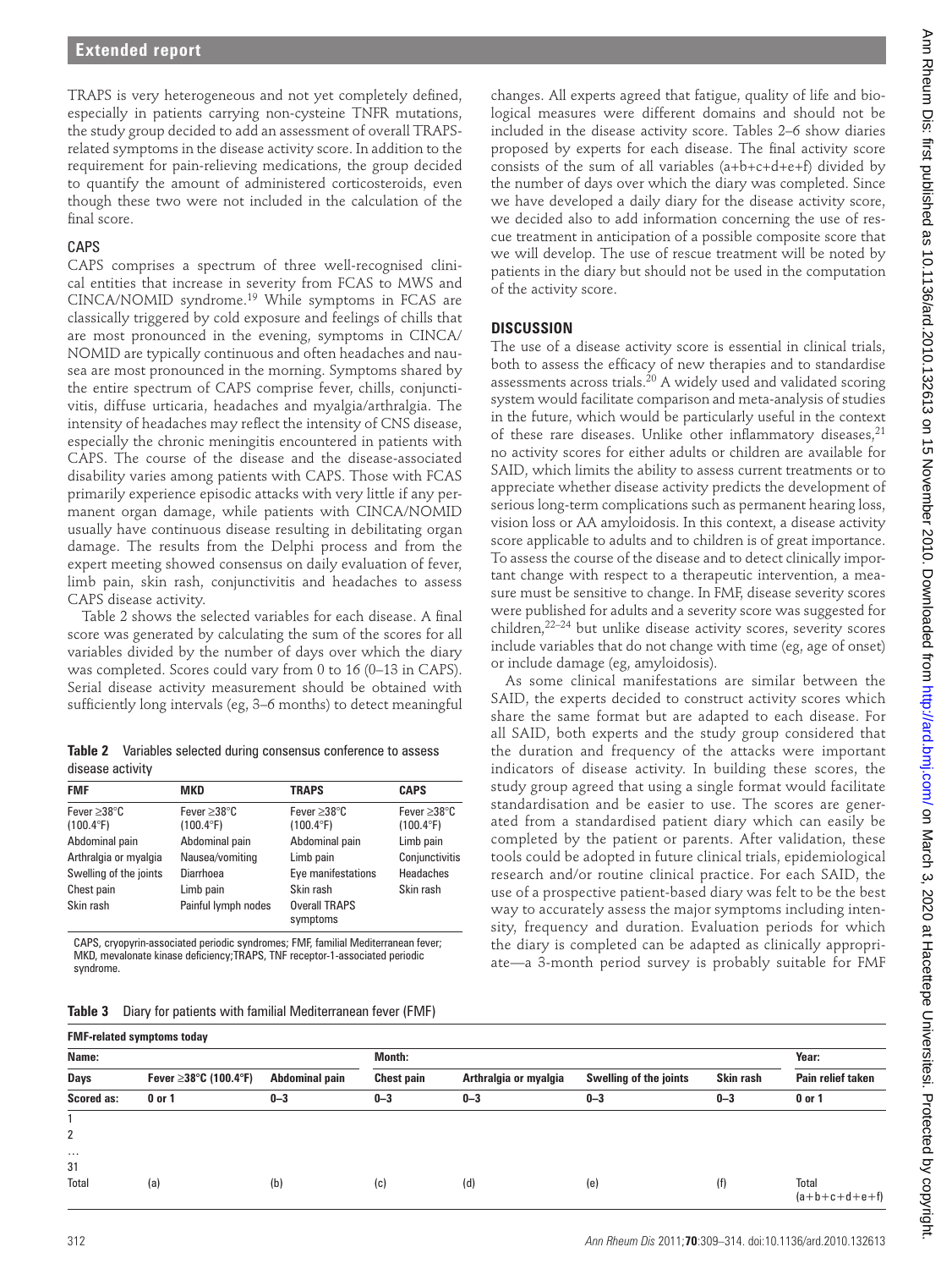TRAPS is very heterogeneous and not yet completely defined, especially in patients carrying non-cysteine TNFR mutations, the study group decided to add an assessment of overall TRAPS-related symptoms in the disease activity score. In addition to the requirement for pain-relieving medications, the group decided to quantify the amount of administered corticosteroids, even though these two were not included in the calculation of the final score.

### CAPS

CAPS comprises a spectrum of three well-recognised clinical entities that increase in severity from FCAS to MWS and CINCA/NOMID syndrome.[19] While symptoms in FCAS are classically triggered by cold exposure and feelings of chills that are most pronounced in the evening, symptoms in CINCA/NOMID are typically continuous and often headaches and nausea are most pronounced in the morning. Symptoms shared by the entire spectrum of CAPS comprise fever, chills, conjunctivitis, diffuse urticaria, headaches and myalgia/arthralgia. The intensity of headaches may reflect the intensity of CNS disease, especially the chronic meningitis encountered in patients with CAPS. The course of the disease and the disease-associated disability varies among patients with CAPS. Those with FCAS primarily experience episodic attacks with very little if any permanent organ damage, while patients with CINCA/NOMID usually have continuous disease resulting in debilitating organ damage. The results from the Delphi process and from the expert meeting showed consensus on daily evaluation of fever, limb pain, skin rash, conjunctivitis and headaches to assess CAPS disease activity.

Table 2 shows the selected variables for each disease. A final score was generated by calculating the sum of the scores for all variables divided by the number of days over which the diary was completed. Scores could vary from 0 to 16 (0–13 in CAPS). Serial disease activity measurement should be obtained with sufficiently long intervals (eg, 3–6 months) to detect meaningful changes. All experts agreed that fatigue, quality of life and biological measures were different domains and should not be included in the disease activity score. Tables 2–6 show diaries proposed by experts for each disease. The final activity score consists of the sum of all variables (a+b+c+d+e+f) divided by the number of days over which the diary was completed. Since we have developed a daily diary for the disease activity score, we decided also to add information concerning the use of rescue treatment in anticipation of a possible composite score that we will develop. The use of rescue treatment will be noted by patients in the diary but should not be used in the computation of the activity score.

**Table 2** Variables selected during consensus conference to assess disease activity

| FMF | MKD | TRAPS | CAPS |
|---|---|---|---|
| Fever ≥38°C (100.4°F) | Fever ≥38°C (100.4°F) | Fever ≥38°C (100.4°F) | Fever ≥38°C (100.4°F) |
| Abdominal pain | Abdominal pain | Abdominal pain | Limb pain |
| Arthralgia or myalgia | Nausea/vomiting | Limb pain | Conjunctivitis |
| Swelling of the joints | Diarrhoea | Eye manifestations | Headaches |
| Chest pain | Limb pain | Skin rash | Skin rash |
| Skin rash | Painful lymph nodes | Overall TRAPS symptoms | |

CAPS, cryopyrin-associated periodic syndromes; FMF, familial Mediterranean fever; MKD, mevalonate kinase deficiency; TRAPS, TNF receptor-1-associated periodic syndrome.

## DISCUSSION

The use of a disease activity score is essential in clinical trials, both to assess the efficacy of new therapies and to standardise assessments across trials.[20] A widely used and validated scoring system would facilitate comparison and meta-analysis of studies in the future, which would be particularly useful in the context of these rare diseases. Unlike other inflammatory diseases,[21] no activity scores for either adults or children are available for SAID, which limits the ability to assess current treatments or to appreciate whether disease activity predicts the development of serious long-term complications such as permanent hearing loss, vision loss or AA amyloidosis. In this context, a disease activity score applicable to adults and to children is of great importance. To assess the course of the disease and to detect clinically important change with respect to a therapeutic intervention, a measure must be sensitive to change. In FMF, disease severity scores were published for adults and a severity score was suggested for children,[22–24] but unlike disease activity scores, severity scores include variables that do not change with time (eg, age of onset) or include damage (eg, amyloidosis).

As some clinical manifestations are similar between the SAID, the experts decided to construct activity scores which share the same format but are adapted to each disease. For all SAID, both experts and the study group considered that the duration and frequency of the attacks were important indicators of disease activity. In building these scores, the study group agreed that using a single format would facilitate standardisation and be easier to use. The scores are generated from a standardised patient diary which can easily be completed by the patient or parents. After validation, these tools could be adopted in future clinical trials, epidemiological research and/or routine clinical practice. For each SAID, the use of a prospective patient-based diary was felt to be the best way to accurately assess the major symptoms including intensity, frequency and duration. Evaluation periods for which the diary is completed can be adapted as clinically appropriate—a 3-month period survey is probably suitable for FMF

**Table 3** Diary for patients with familial Mediterranean fever (FMF)

| **FMF-related symptoms today** | | | | | | | |
|---|---|---|---|---|---|---|---|
| **Name:** | | | **Month:** | | | | **Year:** |
| **Days** | **Fever ≥38°C (100.4°F)** | **Abdominal pain** | **Chest pain** | **Arthralgia or myalgia** | **Swelling of the joints** | **Skin rash** | **Pain relief taken** |
| **Scored as:** | **0 or 1** | **0–3** | **0–3** | **0–3** | **0–3** | **0–3** | **0 or 1** |
| 1 | | | | | | | |
| 2 | | | | | | | |
| … | | | | | | | |
| 31 | | | | | | | |
| Total | (a) | (b) | (c) | (d) | (e) | (f) | Total (a+b+c+d+e+f) |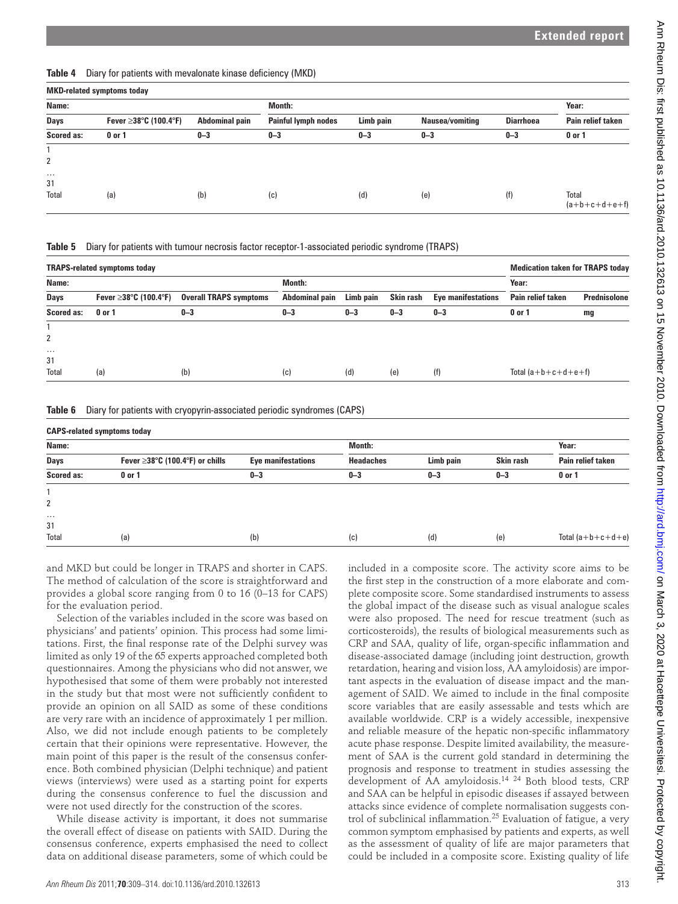**Table 4** Diary for patients with mevalonate kinase deficiency (MKD)

| MKD-related symptoms today | | | | | | | |
|---|---|---|---|---|---|---|---|
| Name: | | | Month: | | | | Year: |
| Days | Fever ≥38°C (100.4°F) | Abdominal pain | Painful lymph nodes | Limb pain | Nausea/vomiting | Diarrhoea | Pain relief taken |
| Scored as: | 0 or 1 | 0–3 | 0–3 | 0–3 | 0–3 | 0–3 | 0 or 1 |
| 1 | | | | | | | |
| 2 | | | | | | | |
| … | | | | | | | |
| 31 | | | | | | | |
| Total | (a) | (b) | (c) | (d) | (e) | (f) | Total (a+b+c+d+e+f) |

**Table 5** Diary for patients with tumour necrosis factor receptor-1-associated periodic syndrome (TRAPS)

| TRAPS-related symptoms today | | | | | | | Medication taken for TRAPS today | |
|---|---|---|---|---|---|---|---|---|
| Name: | | | Month: | | | | Year: | |
| Days | Fever ≥38°C (100.4°F) | Overall TRAPS symptoms | Abdominal pain | Limb pain | Skin rash | Eye manifestations | Pain relief taken | Prednisolone |
| Scored as: | 0 or 1 | 0–3 | 0–3 | 0–3 | 0–3 | 0–3 | 0 or 1 | mg |
| 1 | | | | | | | | |
| 2 | | | | | | | | |
| … | | | | | | | | |
| 31 | | | | | | | | |
| Total | (a) | (b) | (c) | (d) | (e) | (f) | Total (a+b+c+d+e+f) | |

**Table 6** Diary for patients with cryopyrin-associated periodic syndromes (CAPS)

| CAPS-related symptoms today | | | | | | |
|---|---|---|---|---|---|---|
| Name: | | | Month: | | | Year: |
| Days | Fever ≥38°C (100.4°F) or chills | Eye manifestations | Headaches | Limb pain | Skin rash | Pain relief taken |
| Scored as: | 0 or 1 | 0–3 | 0–3 | 0–3 | 0–3 | 0 or 1 |
| 1 | | | | | | |
| 2 | | | | | | |
| … | | | | | | |
| 31 | | | | | | |
| Total | (a) | (b) | (c) | (d) | (e) | Total (a+b+c+d+e) |

and MKD but could be longer in TRAPS and shorter in CAPS. The method of calculation of the score is straightforward and provides a global score ranging from 0 to 16 (0–13 for CAPS) for the evaluation period.

Selection of the variables included in the score was based on physicians' and patients' opinion. This process had some limitations. First, the final response rate of the Delphi survey was limited as only 19 of the 65 experts approached completed both questionnaires. Among the physicians who did not answer, we hypothesised that some of them were probably not interested in the study but that most were not sufficiently confident to provide an opinion on all SAID as some of these conditions are very rare with an incidence of approximately 1 per million. Also, we did not include enough patients to be completely certain that their opinions were representative. However, the main point of this paper is the result of the consensus conference. Both combined physician (Delphi technique) and patient views (interviews) were used as a starting point for experts during the consensus conference to fuel the discussion and were not used directly for the construction of the scores.

While disease activity is important, it does not summarise the overall effect of disease on patients with SAID. During the consensus conference, experts emphasised the need to collect data on additional disease parameters, some of which could be included in a composite score. The activity score aims to be the first step in the construction of a more elaborate and complete composite score. Some standardised instruments to assess the global impact of the disease such as visual analogue scales were also proposed. The need for rescue treatment (such as corticosteroids), the results of biological measurements such as CRP and SAA, quality of life, organ-specific inflammation and disease-associated damage (including joint destruction, growth retardation, hearing and vision loss, AA amyloidosis) are important aspects in the evaluation of disease impact and the management of SAID. We aimed to include in the final composite score variables that are easily assessable and tests which are available worldwide. CRP is a widely accessible, inexpensive and reliable measure of the hepatic non-specific inflammatory acute phase response. Despite limited availability, the measurement of SAA is the current gold standard in determining the prognosis and response to treatment in studies assessing the development of AA amyloidosis.[14 24] Both blood tests, CRP and SAA can be helpful in episodic diseases if assayed between attacks since evidence of complete normalisation suggests control of subclinical inflammation.[25] Evaluation of fatigue, a very common symptom emphasised by patients and experts, as well as the assessment of quality of life are major parameters that could be included in a composite score. Existing quality of life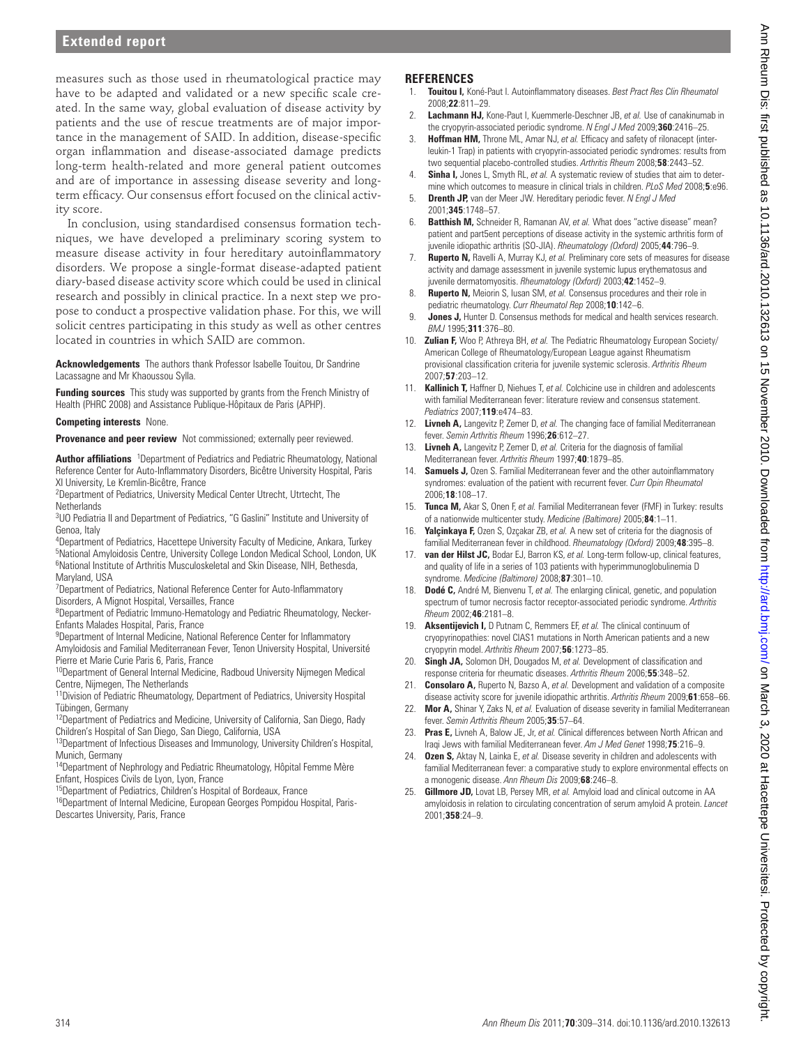measures such as those used in rheumatological practice may have to be adapted and validated or a new specific scale created. In the same way, global evaluation of disease activity by patients and the use of rescue treatments are of major importance in the management of SAID. In addition, disease-specific organ inflammation and disease-associated damage predicts long-term health-related and more general patient outcomes and are of importance in assessing disease severity and long-term efficacy. Our consensus effort focused on the clinical activity score.

In conclusion, using standardised consensus formation techniques, we have developed a preliminary scoring system to measure disease activity in four hereditary autoinflammatory disorders. We propose a single-format disease-adapted patient diary-based disease activity score which could be used in clinical research and possibly in clinical practice. In a next step we propose to conduct a prospective validation phase. For this, we will solicit centres participating in this study as well as other centres located in countries in which SAID are common.

**Acknowledgements** The authors thank Professor Isabelle Touitou, Dr Sandrine Lacassagne and Mr Khaoussou Sylla.

**Funding sources** This study was supported by grants from the French Ministry of Health (PHRC 2008) and Assistance Publique-Hôpitaux de Paris (APHP).

**Competing interests** None.

**Provenance and peer review** Not commissioned; externally peer reviewed.

**Author affiliations** [1]Department of Pediatrics and Pediatric Rheumatology, National Reference Center for Auto-Inflammatory Disorders, Bicêtre University Hospital, Paris XI University, Le Kremlin-Bicêtre, France
[2]Department of Pediatrics, University Medical Center Utrecht, Utrtecht, The Netherlands
[3]UO Pediatria II and Department of Pediatrics, "G Gaslini" Institute and University of Genoa, Italy
[4]Department of Pediatrics, Hacettepe University Faculty of Medicine, Ankara, Turkey
[5]National Amyloidosis Centre, University College London Medical School, London, UK
[6]National Institute of Arthritis Musculoskeletal and Skin Disease, NIH, Bethesda, Maryland, USA
[7]Department of Pediatrics, National Reference Center for Auto-Inflammatory Disorders, A Mignot Hospital, Versailles, France
[8]Department of Pediatric Immuno-Hematology and Pediatric Rheumatology, Necker-Enfants Malades Hospital, Paris, France
[9]Department of Internal Medicine, National Reference Center for Inflammatory Amyloidosis and Familial Mediterranean Fever, Tenon University Hospital, Université Pierre et Marie Curie Paris 6, Paris, France
[10]Department of General Internal Medicine, Radboud University Nijmegen Medical Centre, Nijmegen, The Netherlands
[11]Division of Pediatric Rheumatology, Department of Pediatrics, University Hospital Tübingen, Germany
[12]Department of Pediatrics and Medicine, University of California, San Diego, Rady Children's Hospital of San Diego, San Diego, California, USA
[13]Department of Infectious Diseases and Immunology, University Children's Hospital, Munich, Germany
[14]Department of Nephrology and Pediatric Rheumatology, Hôpital Femme Mère Enfant, Hospices Civils de Lyon, Lyon, France
[15]Department of Pediatrics, Children's Hospital of Bordeaux, France
[16]Department of Internal Medicine, European Georges Pompidou Hospital, Paris-Descartes University, Paris, France

## REFERENCES

1. **Touitou I,** Koné-Paut I. Autoinflammatory diseases. *Best Pract Res Clin Rheumatol* 2008;**22**:811–29.
2. **Lachmann HJ,** Kone-Paut I, Kuemmerle-Deschner JB, *et al.* Use of canakinumab in the cryopyrin-associated periodic syndrome. *N Engl J Med* 2009;**360**:2416–25.
3. **Hoffman HM,** Throne ML, Amar NJ, *et al.* Efficacy and safety of rilonacept (interleukin-1 Trap) in patients with cryopyrin-associated periodic syndromes: results from two sequential placebo-controlled studies. *Arthritis Rheum* 2008;**58**:2443–52.
4. **Sinha I,** Jones L, Smyth RL, *et al.* A systematic review of studies that aim to determine which outcomes to measure in clinical trials in children. *PLoS Med* 2008;**5**:e96.
5. **Drenth JP,** van der Meer JW. Hereditary periodic fever. *N Engl J Med* 2001;**345**:1748–57.
6. **Batthish M,** Schneider R, Ramanan AV, *et al.* What does "active disease" mean? patient and part5ent perceptions of disease activity in the systemic arthritis form of juvenile idiopathic arthritis (SO-JIA). *Rheumatology (Oxford)* 2005;**44**:796–9.
7. **Ruperto N,** Ravelli A, Murray KJ, *et al.* Preliminary core sets of measures for disease activity and damage assessment in juvenile systemic lupus erythematosus and juvenile dermatomyositis. *Rheumatology (Oxford)* 2003;**42**:1452–9.
8. **Ruperto N,** Meiorin S, Iusan SM, *et al.* Consensus procedures and their role in pediatric rheumatology. *Curr Rheumatol Rep* 2008;**10**:142–6.
9. **Jones J,** Hunter D. Consensus methods for medical and health services research. *BMJ* 1995;**311**:376–80.
10. **Zulian F,** Woo P, Athreya BH, *et al.* The Pediatric Rheumatology European Society/American College of Rheumatology/European League against Rheumatism provisional classification criteria for juvenile systemic sclerosis. *Arthritis Rheum* 2007;**57**:203–12.
11. **Kallinich T,** Haffner D, Niehues T, *et al.* Colchicine use in children and adolescents with familial Mediterranean fever: literature review and consensus statement. *Pediatrics* 2007;**119**:e474–83.
12. **Livneh A,** Langevitz P, Zemer D, *et al.* The changing face of familial Mediterranean fever. *Semin Arthritis Rheum* 1996;**26**:612–27.
13. **Livneh A,** Langevitz P, Zemer D, *et al.* Criteria for the diagnosis of familial Mediterranean fever. *Arthritis Rheum* 1997;**40**:1879–85.
14. **Samuels J,** Ozen S. Familial Mediterranean fever and the other autoinflammatory syndromes: evaluation of the patient with recurrent fever. *Curr Opin Rheumatol* 2006;**18**:108–17.
15. **Tunca M,** Akar S, Onen F, *et al.* Familial Mediterranean fever (FMF) in Turkey: results of a nationwide multicenter study. *Medicine (Baltimore)* 2005;**84**:1–11.
16. **Yalçinkaya F,** Ozen S, Ozçakar ZB, *et al.* A new set of criteria for the diagnosis of familial Mediterranean fever in childhood. *Rheumatology (Oxford)* 2009;**48**:395–8.
17. **van der Hilst JC,** Bodar EJ, Barron KS, *et al.* Long-term follow-up, clinical features, and quality of life in a series of 103 patients with hyperimmunoglobulinemia D syndrome. *Medicine (Baltimore)* 2008;**87**:301–10.
18. **Dodé C,** André M, Bienvenu T, *et al.* The enlarging clinical, genetic, and population spectrum of tumor necrosis factor receptor-associated periodic syndrome. *Arthritis Rheum* 2002;**46**:2181–8.
19. **Aksentijevich I,** D Putnam C, Remmers EF, *et al.* The clinical continuum of cryopyrinopathies: novel CIAS1 mutations in North American patients and a new cryopyrin model. *Arthritis Rheum* 2007;**56**:1273–85.
20. **Singh JA,** Solomon DH, Dougados M, *et al.* Development of classification and response criteria for rheumatic diseases. *Arthritis Rheum* 2006;**55**:348–52.
21. **Consolaro A,** Ruperto N, Bazso A, *et al.* Development and validation of a composite disease activity score for juvenile idiopathic arthritis. *Arthritis Rheum* 2009;**61**:658–66.
22. **Mor A,** Shinar Y, Zaks N, *et al.* Evaluation of disease severity in familial Mediterranean fever. *Semin Arthritis Rheum* 2005;**35**:57–64.
23. **Pras E,** Livneh A, Balow JE, Jr, *et al.* Clinical differences between North African and Iraqi Jews with familial Mediterranean fever. *Am J Med Genet* 1998;**75**:216–9.
24. **Ozen S,** Aktay N, Lainka E, *et al.* Disease severity in children and adolescents with familial Mediterranean fever: a comparative study to explore environmental effects on a monogenic disease. *Ann Rheum Dis* 2009;**68**:246–8.
25. **Gillmore JD,** Lovat LB, Persey MR, *et al.* Amyloid load and clinical outcome in AA amyloidosis in relation to circulating concentration of serum amyloid A protein. *Lancet* 2001;**358**:24–9.